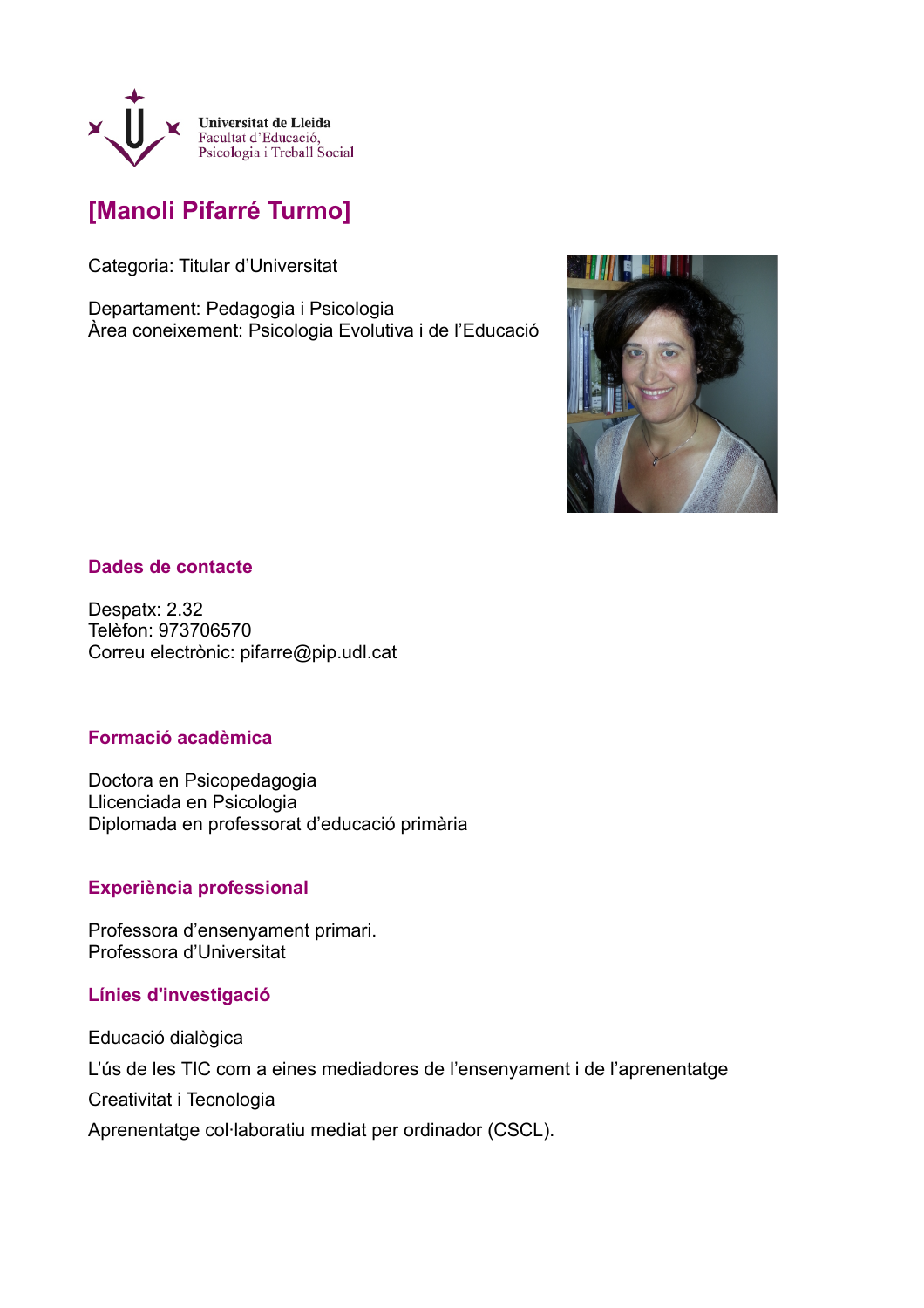Universitat de Lleida
Facultat d'Educació,
Psicologia i Treball Social

# [Manoli Pifarré Turmo]

Categoria: Titular d'Universitat

Departament: Pedagogia i Psicologia
Àrea coneixement: Psicologia Evolutiva i de l'Educació

## Dades de contacte

Despatx: 2.32
Telèfon: 973706570
Correu electrònic: pifarre@pip.udl.cat

## Formació acadèmica

Doctora en Psicopedagogia
Llicenciada en Psicologia
Diplomada en professorat d'educació primària

## Experiència professional

Professora d'ensenyament primari.
Professora d'Universitat

## Línies d'investigació

Educació dialògica

L'ús de les TIC com a eines mediadores de l'ensenyament i de l'aprenentatge

Creativitat i Tecnologia

Aprenentatge col·laboratiu mediat per ordinador (CSCL).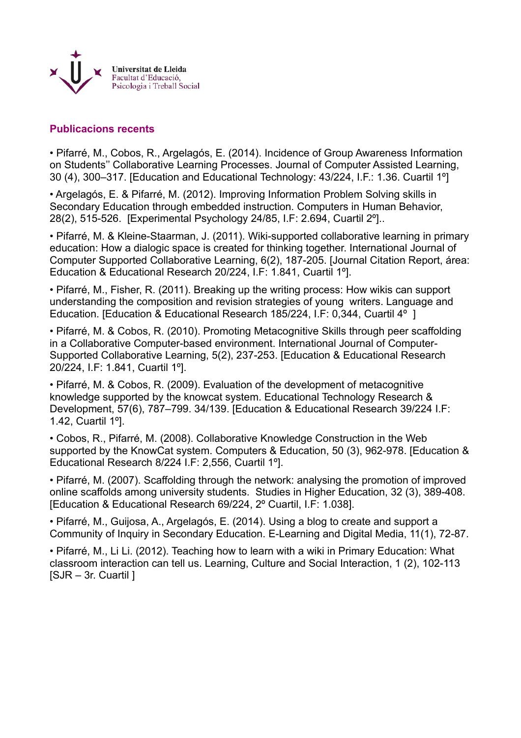Universitat de Lleida
Facultat d'Educació,
Psicologia i Treball Social

## Publicacions recents

- Pifarré, M., Cobos, R., Argelagós, E. (2014). Incidence of Group Awareness Information on Students'' Collaborative Learning Processes. Journal of Computer Assisted Learning, 30 (4), 300–317. [Education and Educational Technology: 43/224, I.F.: 1.36. Cuartil 1º]
- Argelagós, E. & Pifarré, M. (2012). Improving Information Problem Solving skills in Secondary Education through embedded instruction. Computers in Human Behavior, 28(2), 515-526. [Experimental Psychology 24/85, I.F: 2.694, Cuartil 2º]..
- Pifarré, M. & Kleine-Staarman, J. (2011). Wiki-supported collaborative learning in primary education: How a dialogic space is created for thinking together. International Journal of Computer Supported Collaborative Learning, 6(2), 187-205. [Journal Citation Report, área: Education & Educational Research 20/224, I.F: 1.841, Cuartil 1º].
- Pifarré, M., Fisher, R. (2011). Breaking up the writing process: How wikis can support understanding the composition and revision strategies of young writers. Language and Education. [Education & Educational Research 185/224, I.F: 0,344, Cuartil 4º ]
- Pifarré, M. & Cobos, R. (2010). Promoting Metacognitive Skills through peer scaffolding in a Collaborative Computer-based environment. International Journal of Computer-Supported Collaborative Learning, 5(2), 237-253. [Education & Educational Research 20/224, I.F: 1.841, Cuartil 1º].
- Pifarré, M. & Cobos, R. (2009). Evaluation of the development of metacognitive knowledge supported by the knowcat system. Educational Technology Research & Development, 57(6), 787–799. 34/139. [Education & Educational Research 39/224 I.F: 1.42, Cuartil 1º].
- Cobos, R., Pifarré, M. (2008). Collaborative Knowledge Construction in the Web supported by the KnowCat system. Computers & Education, 50 (3), 962-978. [Education & Educational Research 8/224 I.F: 2,556, Cuartil 1º].
- Pifarré, M. (2007). Scaffolding through the network: analysing the promotion of improved online scaffolds among university students. Studies in Higher Education, 32 (3), 389-408. [Education & Educational Research 69/224, 2º Cuartil, I.F: 1.038].
- Pifarré, M., Guijosa, A., Argelagós, E. (2014). Using a blog to create and support a Community of Inquiry in Secondary Education. E-Learning and Digital Media, 11(1), 72-87.
- Pifarré, M., Li Li. (2012). Teaching how to learn with a wiki in Primary Education: What classroom interaction can tell us. Learning, Culture and Social Interaction, 1 (2), 102-113 [SJR – 3r. Cuartil ]